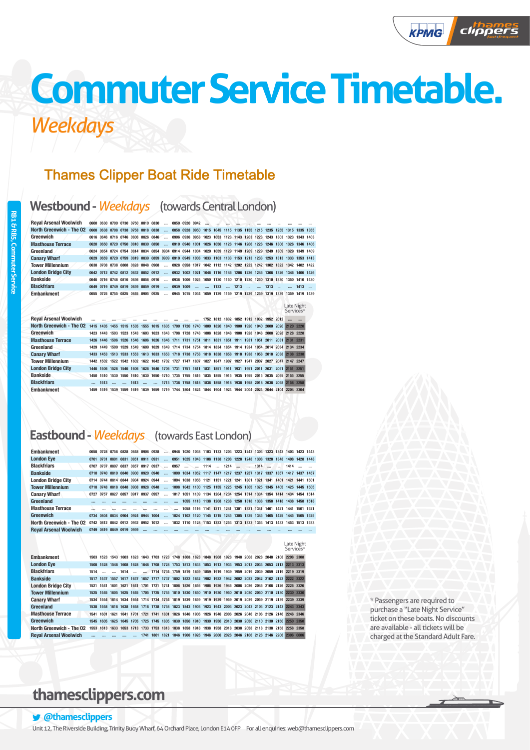# Commuter Service Timetable.

## *Weekdays*

### Thames Clipper Boat Ride Timetable

## Westbound - *Weekdays* (towards Central London)

| | | | | | | | | | | | | | | | | | | | | | | |
|---|---|---|---|---|---|---|---|---|---|---|---|---|---|---|---|---|---|---|---|---|---|---|
| Royal Arsenal Woolwich | 0600 | 0630 | 0700 | 0730 | 0750 | 0810 | 0830 | .... | 0850 | 0920 | 0942 | .... | .... | .... | .... | .... | .... | .... | .... | .... | .... | .... |
| North Greenwich - The O2 | 0608 | 0638 | 0708 | 0738 | 0758 | 0818 | 0838 | .... | 0858 | 0928 | 0950 | 1015 | 1045 | 1115 | 1135 | 1155 | 1215 | 1235 | 1255 | 1315 | 1335 | 1355 |
| Greenwich | 0616 | 0646 | 0716 | 0746 | 0806 | 0826 | 0846 | .... | 0906 | 0936 | 0958 | 1023 | 1053 | 1123 | 1143 | 1203 | 1223 | 1243 | 1303 | 1323 | 1343 | 1403 |
| Masthouse Terrace | 0620 | 0650 | 0720 | 0750 | 0810 | 0830 | 0850 | .... | 0910 | 0940 | 1001 | 1026 | 1056 | 1126 | 1146 | 1206 | 1226 | 1246 | 1306 | 1326 | 1346 | 1406 |
| Greenland | 0624 | 0654 | 0724 | 0754 | 0814 | 0834 | 0854 | 0904 | 0914 | 0944 | 1004 | 1029 | 1059 | 1129 | 1149 | 1209 | 1229 | 1249 | 1309 | 1329 | 1349 | 1409 |
| Canary Wharf | 0629 | 0659 | 0729 | 0759 | 0819 | 0839 | 0859 | 0909 | 0919 | 0949 | 1008 | 1033 | 1103 | 1133 | 1153 | 1213 | 1233 | 1253 | 1313 | 1333 | 1353 | 1413 |
| Tower Millennium | 0638 | 0708 | 0738 | 0808 | 0828 | 0848 | 0908 | .... | 0928 | 0958 | 1017 | 1042 | 1112 | 1142 | 1202 | 1222 | 1242 | 1302 | 1322 | 1342 | 1402 | 1422 |
| London Bridge City | 0642 | 0712 | 0742 | 0812 | 0832 | 0852 | 0912 | .... | 0932 | 1002 | 1021 | 1046 | 1116 | 1146 | 1206 | 1226 | 1246 | 1306 | 1326 | 1346 | 1406 | 1426 |
| Bankside | 0646 | 0716 | 0746 | 0816 | 0836 | 0856 | 0916 | .... | 0936 | 1006 | 1025 | 1050 | 1120 | 1150 | 1210 | 1230 | 1250 | 1310 | 1330 | 1350 | 1410 | 1430 |
| Blackfriars | 0649 | 0719 | 0749 | 0819 | 0839 | 0859 | 0919 | .... | 0939 | 1009 | .... | .... | 1123 | .... | 1213 | .... | .... | 1313 | .... | .... | 1413 | .... |
| Embankment | 0655 | 0725 | 0755 | 0825 | 0845 | 0905 | 0925 | .... | 0945 | 1015 | 1034 | 1059 | 1129 | 1159 | 1219 | 1239 | 1259 | 1319 | 1339 | 1359 | 1419 | 1439 |

| | | | | | | | | | | | | | | | | | | | | Late Night Services* | |
|---|---|---|---|---|---|---|---|---|---|---|---|---|---|---|---|---|---|---|---|---|---|
| Royal Arsenal Woolwich | .... | .... | .... | .... | .... | .... | .... | .... | .... | .... | .... | 1752 | 1812 | 1832 | 1852 | 1912 | 1932 | 1952 | 2012 | .... | .... |
| North Greenwich - The O2 | 1415 | 1435 | 1455 | 1515 | 1535 | 1555 | 1615 | 1635 | 1700 | 1720 | 1740 | 1800 | 1820 | 1840 | 1900 | 1920 | 1940 | 2000 | 2020 | 2120 | 2220 |
| Greenwich | 1423 | 1443 | 1503 | 1523 | 1543 | 1603 | 1623 | 1643 | 1708 | 1728 | 1748 | 1808 | 1828 | 1848 | 1908 | 1928 | 1948 | 2008 | 2028 | 2128 | 2228 |
| Masthouse Terrace | 1426 | 1446 | 1506 | 1526 | 1546 | 1606 | 1626 | 1646 | 1711 | 1731 | 1751 | 1811 | 1831 | 1851 | 1911 | 1931 | 1951 | 2011 | 2031 | 2131 | 2231 |
| Greenland | 1429 | 1449 | 1509 | 1529 | 1549 | 1609 | 1629 | 1649 | 1714 | 1734 | 1754 | 1814 | 1834 | 1854 | 1914 | 1934 | 1954 | 2014 | 2034 | 2134 | 2234 |
| Canary Wharf | 1433 | 1453 | 1513 | 1533 | 1553 | 1613 | 1633 | 1653 | 1718 | 1738 | 1758 | 1818 | 1838 | 1858 | 1918 | 1938 | 1958 | 2018 | 2038 | 2138 | 2238 |
| Tower Millennium | 1442 | 1502 | 1522 | 1542 | 1602 | 1622 | 1642 | 1702 | 1727 | 1747 | 1807 | 1827 | 1847 | 1907 | 1927 | 1947 | 2007 | 2027 | 2047 | 2147 | 2247 |
| London Bridge City | 1446 | 1506 | 1526 | 1546 | 1606 | 1626 | 1646 | 1706 | 1731 | 1751 | 1811 | 1831 | 1851 | 1911 | 1931 | 1951 | 2011 | 2031 | 2051 | 2151 | 2251 |
| Bankside | 1450 | 1510 | 1530 | 1550 | 1610 | 1630 | 1650 | 1710 | 1735 | 1755 | 1815 | 1835 | 1855 | 1915 | 1935 | 1955 | 2015 | 2035 | 2055 | 2155 | 2255 |
| Blackfriars | .... | 1513 | .... | .... | 1613 | .... | .... | 1713 | 1738 | 1758 | 1818 | 1838 | 1858 | 1918 | 1938 | 1958 | 2018 | 2038 | 2058 | 2158 | 2258 |
| Embankment | 1459 | 1519 | 1539 | 1559 | 1619 | 1639 | 1659 | 1719 | 1744 | 1804 | 1824 | 1844 | 1904 | 1924 | 1944 | 2004 | 2024 | 2044 | 2104 | 2204 | 2304 |

## Eastbound - *Weekdays* (towards East London)

| | | | | | | | | | | | | | | | | | | | | | | |
|---|---|---|---|---|---|---|---|---|---|---|---|---|---|---|---|---|---|---|---|---|---|---|
| Embankment | 0658 | 0728 | 0758 | 0828 | 0848 | 0908 | 0928 | .... | 0948 | 1020 | 1038 | 1103 | 1133 | 1203 | 1223 | 1243 | 1303 | 1323 | 1343 | 1403 | 1423 | 1443 |
| London Eye | 0701 | 0731 | 0801 | 0831 | 0851 | 0911 | 0931 | .... | 0951 | 1025 | 1043 | 1108 | 1138 | 1208 | 1228 | 1248 | 1308 | 1328 | 1348 | 1408 | 1428 | 1448 |
| Blackfriars | 0707 | 0737 | 0807 | 0837 | 0857 | 0917 | 0937 | .... | 0957 | .... | .... | 1114 | .... | 1214 | .... | .... | 1314 | .... | .... | 1414 | .... | .... |
| Bankside | 0710 | 0740 | 0810 | 0840 | 0900 | 0920 | 0940 | .... | 1000 | 1034 | 1052 | 1117 | 1147 | 1217 | 1237 | 1257 | 1317 | 1337 | 1357 | 1417 | 1437 | 1457 |
| London Bridge City | 0714 | 0744 | 0814 | 0844 | 0904 | 0924 | 0944 | .... | 1004 | 1038 | 1056 | 1121 | 1151 | 1221 | 1241 | 1301 | 1321 | 1341 | 1401 | 1421 | 1441 | 1501 |
| Tower Millennium | 0718 | 0748 | 0818 | 0848 | 0908 | 0928 | 0948 | .... | 1008 | 1042 | 1100 | 1125 | 1155 | 1225 | 1245 | 1305 | 1325 | 1345 | 1405 | 1425 | 1445 | 1505 |
| Canary Wharf | 0727 | 0757 | 0827 | 0857 | 0917 | 0937 | 0957 | .... | 1017 | 1051 | 1109 | 1134 | 1204 | 1234 | 1254 | 1314 | 1334 | 1354 | 1414 | 1434 | 1454 | 1514 |
| Greenland | .... | .... | .... | .... | .... | .... | .... | .... | .... | 1055 | 1113 | 1138 | 1208 | 1238 | 1258 | 1318 | 1338 | 1358 | 1418 | 1438 | 1458 | 1518 |
| Masthouse Terrace | .... | .... | .... | .... | .... | .... | .... | .... | .... | 1058 | 1116 | 1141 | 1211 | 1241 | 1301 | 1321 | 1341 | 1401 | 1421 | 1441 | 1501 | 1521 |
| Greenwich | 0734 | 0804 | 0834 | 0904 | 0924 | 0944 | 1004 | .... | 1024 | 1102 | 1120 | 1145 | 1215 | 1245 | 1305 | 1325 | 1345 | 1405 | 1425 | 1445 | 1505 | 1525 |
| North Greenwich - The O2 | 0742 | 0812 | 0842 | 0912 | 0932 | 0952 | 1012 | .... | 1032 | 1110 | 1128 | 1153 | 1223 | 1253 | 1313 | 1333 | 1353 | 1413 | 1433 | 1453 | 1513 | 1533 |
| Royal Arsenal Woolwich | 0749 | 0819 | 0849 | 0919 | 0939 | .... | .... | .... | .... | .... | .... | .... | .... | .... | .... | .... | .... | .... | .... | .... | .... | .... |

| | | | | | | | | | | | | | | | | | | | | Late Night Services* | |
|---|---|---|---|---|---|---|---|---|---|---|---|---|---|---|---|---|---|---|---|---|---|
| Embankment | 1503 | 1523 | 1543 | 1603 | 1623 | 1643 | 1703 | 1723 | 1748 | 1808 | 1828 | 1848 | 1908 | 1928 | 1948 | 2008 | 2028 | 2048 | 2108 | 2208 | 2308 |
| London Eye | 1508 | 1528 | 1548 | 1608 | 1628 | 1648 | 1708 | 1728 | 1753 | 1813 | 1833 | 1853 | 1913 | 1933 | 1953 | 2013 | 2033 | 2053 | 2113 | 2213 | 2313 |
| Blackfriars | 1514 | .... | .... | 1614 | .... | .... | 1714 | 1734 | 1759 | 1819 | 1839 | 1859 | 1919 | 1939 | 1959 | 2019 | 2039 | 2059 | 2119 | 2219 | 2319 |
| Bankside | 1517 | 1537 | 1557 | 1617 | 1637 | 1657 | 1717 | 1737 | 1802 | 1822 | 1842 | 1902 | 1922 | 1942 | 2002 | 2022 | 2042 | 2102 | 2122 | 2222 | 2322 |
| London Bridge City | 1521 | 1541 | 1601 | 1621 | 1641 | 1701 | 1721 | 1741 | 1806 | 1826 | 1846 | 1906 | 1926 | 1946 | 2006 | 2026 | 2046 | 2106 | 2126 | 2226 | 2326 |
| Tower Millennium | 1525 | 1545 | 1605 | 1625 | 1645 | 1705 | 1725 | 1745 | 1810 | 1830 | 1850 | 1910 | 1930 | 1950 | 2010 | 2030 | 2050 | 2110 | 2130 | 2230 | 2330 |
| Canary Wharf | 1534 | 1554 | 1614 | 1634 | 1654 | 1714 | 1734 | 1754 | 1819 | 1839 | 1859 | 1919 | 1939 | 1959 | 2019 | 2039 | 2059 | 2119 | 2139 | 2239 | 2339 |
| Greenland | 1538 | 1558 | 1618 | 1638 | 1658 | 1718 | 1738 | 1758 | 1823 | 1843 | 1903 | 1923 | 1943 | 2003 | 2023 | 2043 | 2063 | 2113 | 2143 | 2243 | 2343 |
| Masthouse Terrace | 1541 | 1601 | 1621 | 1641 | 1701 | 1721 | 1741 | 1801 | 1826 | 1846 | 1906 | 1926 | 1946 | 2006 | 2026 | 2046 | 2106 | 2126 | 2146 | 2246 | 2346 |
| Greenwich | 1545 | 1605 | 1625 | 1645 | 1705 | 1725 | 1745 | 1805 | 1830 | 1850 | 1910 | 1930 | 1950 | 2010 | 2030 | 2050 | 2110 | 2130 | 2150 | 2250 | 2350 |
| North Greenwich - The O2 | 1553 | 1613 | 1633 | 1653 | 1713 | 1733 | 1753 | 1813 | 1838 | 1858 | 1918 | 1938 | 1958 | 2018 | 2038 | 2058 | 2118 | 2138 | 2158 | 2258 | 2358 |
| Royal Arsenal Woolwich | .... | .... | .... | .... | .... | 1741 | 1801 | 1821 | 1846 | 1906 | 1926 | 1946 | 2006 | 2026 | 2046 | 2106 | 2126 | 2146 | 2206 | 2306 | 0006 |

* Passengers are required to purchase a "Late Night Service" ticket on these boats. No discounts are available - all tickets will be charged at the Standard Adult Fare.

RB1 & RB5, Commuter Service

**thamesclippers.com**

@thamesclippers

Unit 12, The Riverside Building, Trinity Buoy Wharf, 64 Orchard Place, London E14 0FP   For all enquiries: web@thamesclippers.com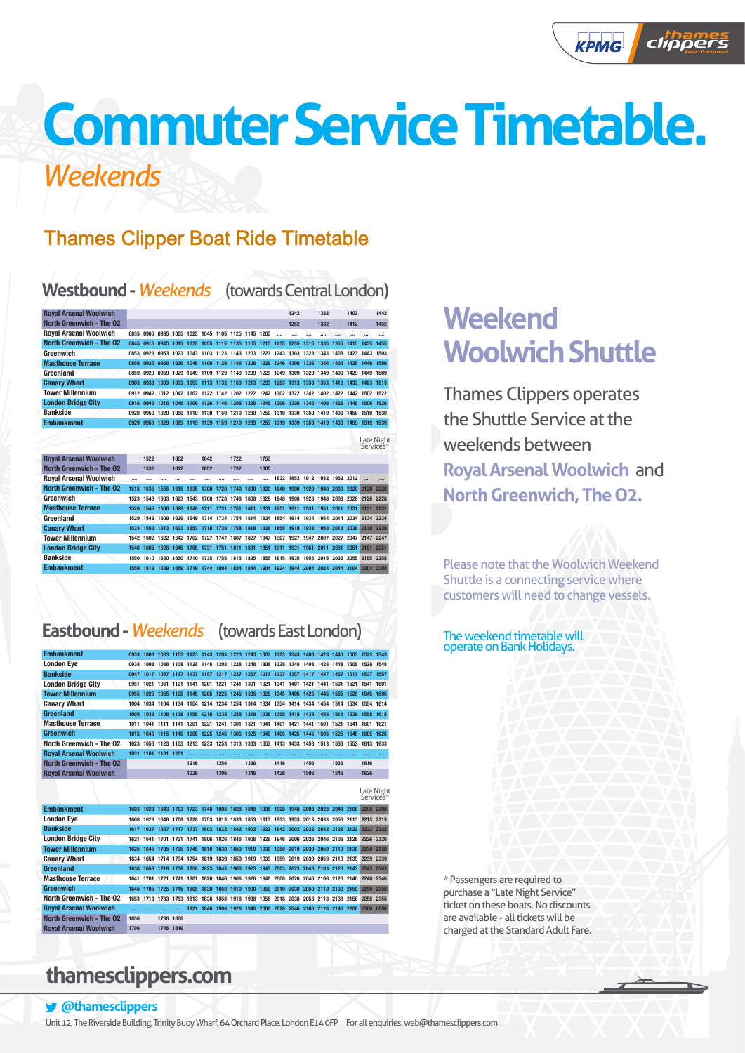# Commuter Service Timetable.

*Weekends*

## Thames Clipper Boat Ride Timetable

### Westbound - *Weekends* (towards Central London)

| | | | | | | | | | | | | | | | | | | |
|---|---|---|---|---|---|---|---|---|---|---|---|---|---|---|---|---|---|---|
| Royal Arsenal Woolwich | | | | | | | | | | | | 1242 | | | 1322 | | 1402 | 1442 |
| North Greenwich - The O2 | | | | | | | | | | | | 1252 | | | 1332 | | 1412 | 1452 |
| Royal Arsenal Woolwich | 0835 | 0905 | 0935 | 1005 | 1025 | 1045 | 1105 | 1125 | 1145 | 1205 | .... | .... | .... | .... | .... | .... | .... | .... |
| North Greenwich - The O2 | 0845 | 0915 | 0945 | 1015 | 1035 | 1055 | 1115 | 1135 | 1155 | 1215 | 1235 | 1255 | 1315 | 1335 | 1355 | 1415 | 1435 | 1455 |
| Greenwich | 0853 | 0923 | 0953 | 1023 | 1043 | 1103 | 1123 | 1143 | 1203 | 1223 | 1243 | 1303 | 1323 | 1343 | 1403 | 1423 | 1443 | 1503 |
| Masthouse Terrace | 0856 | 0926 | 0956 | 1026 | 1046 | 1106 | 1126 | 1146 | 1206 | 1226 | 1246 | 1306 | 1326 | 1346 | 1406 | 1426 | 1446 | 1506 |
| Greenland | 0859 | 0929 | 0959 | 1029 | 1049 | 1109 | 1129 | 1149 | 1209 | 1229 | 1249 | 1309 | 1329 | 1349 | 1409 | 1429 | 1449 | 1509 |
| Canary Wharf | 0903 | 0933 | 1003 | 1033 | 1053 | 1113 | 1133 | 1153 | 1213 | 1233 | 1253 | 1313 | 1333 | 1353 | 1413 | 1433 | 1453 | 1513 |
| Tower Millennium | 0912 | 0942 | 1012 | 1042 | 1102 | 1122 | 1142 | 1202 | 1222 | 1242 | 1302 | 1322 | 1342 | 1402 | 1422 | 1442 | 1502 | 1522 |
| London Bridge City | 0916 | 0946 | 1016 | 1046 | 1106 | 1126 | 1146 | 1206 | 1226 | 1246 | 1306 | 1326 | 1346 | 1406 | 1426 | 1446 | 1506 | 1526 |
| Bankside | 0920 | 0950 | 1020 | 1050 | 1110 | 1130 | 1150 | 1210 | 1230 | 1250 | 1310 | 1330 | 1350 | 1410 | 1430 | 1450 | 1510 | 1530 |
| Embankment | 0929 | 0959 | 1029 | 1059 | 1119 | 1139 | 1159 | 1219 | 1239 | 1259 | 1319 | 1339 | 1359 | 1419 | 1439 | 1459 | 1519 | 1539 |

| | | | | | | | | | | | | | | | | | Late Night Services* | |
|---|---|---|---|---|---|---|---|---|---|---|---|---|---|---|---|---|---|---|
| Royal Arsenal Woolwich | | 1522 | | 1602 | | 1642 | | 1722 | | 1750 | | | | | | | | |
| North Greenwich - The O2 | | 1532 | | 1612 | | 1652 | | 1732 | | 1800 | | | | | | | | |
| Royal Arsenal Woolwich | .... | .... | .... | .... | .... | .... | .... | .... | .... | .... | 1832 | 1852 | 1912 | 1932 | 1952 | 2012 | .... | .... |
| North Greenwich - The O2 | 1515 | 1535 | 1555 | 1615 | 1635 | 1700 | 1720 | 1740 | 1800 | 1820 | 1840 | 1900 | 1920 | 1940 | 2000 | 2020 | 2120 | 2220 |
| Greenwich | 1523 | 1543 | 1603 | 1623 | 1643 | 1708 | 1728 | 1748 | 1808 | 1828 | 1848 | 1908 | 1928 | 1948 | 2008 | 2028 | 2128 | 2228 |
| Masthouse Terrace | 1526 | 1546 | 1606 | 1626 | 1646 | 1711 | 1731 | 1751 | 1811 | 1831 | 1851 | 1911 | 1931 | 1951 | 2011 | 2031 | 2131 | 2231 |
| Greenland | 1529 | 1549 | 1609 | 1629 | 1649 | 1714 | 1734 | 1754 | 1814 | 1834 | 1854 | 1914 | 1934 | 1954 | 2014 | 2034 | 2134 | 2234 |
| Canary Wharf | 1533 | 1553 | 1613 | 1633 | 1653 | 1718 | 1738 | 1758 | 1818 | 1838 | 1858 | 1918 | 1938 | 1958 | 2018 | 2038 | 2138 | 2238 |
| Tower Millennium | 1542 | 1602 | 1622 | 1642 | 1702 | 1727 | 1747 | 1807 | 1827 | 1847 | 1907 | 1927 | 1947 | 2007 | 2027 | 2047 | 2147 | 2247 |
| London Bridge City | 1546 | 1606 | 1626 | 1646 | 1706 | 1731 | 1751 | 1811 | 1831 | 1851 | 1911 | 1931 | 1951 | 2011 | 2031 | 2051 | 2151 | 2251 |
| Bankside | 1550 | 1610 | 1630 | 1650 | 1710 | 1735 | 1755 | 1815 | 1835 | 1855 | 1915 | 1935 | 1955 | 2015 | 2035 | 2055 | 2155 | 2255 |
| Embankment | 1559 | 1619 | 1639 | 1659 | 1719 | 1744 | 1804 | 1824 | 1844 | 1904 | 1924 | 1944 | 2004 | 2024 | 2044 | 2104 | 2204 | 2304 |

### Eastbound - *Weekends* (towards East London)

| | | | | | | | | | | | | | | | | | | |
|---|---|---|---|---|---|---|---|---|---|---|---|---|---|---|---|---|---|---|
| Embankment | 0933 | 1003 | 1033 | 1103 | 1123 | 1143 | 1203 | 1223 | 1243 | 1303 | 1323 | 1343 | 1403 | 1423 | 1443 | 1503 | 1523 | 1543 |
| London Eye | 0938 | 1008 | 1038 | 1108 | 1128 | 1148 | 1208 | 1228 | 1248 | 1308 | 1328 | 1348 | 1408 | 1428 | 1448 | 1508 | 1528 | 1548 |
| Bankside | 0947 | 1017 | 1047 | 1117 | 1137 | 1157 | 1217 | 1237 | 1257 | 1317 | 1337 | 1357 | 1417 | 1437 | 1457 | 1517 | 1537 | 1557 |
| London Bridge City | 0951 | 1021 | 1051 | 1121 | 1141 | 1201 | 1221 | 1241 | 1301 | 1321 | 1341 | 1401 | 1421 | 1441 | 1501 | 1521 | 1541 | 1601 |
| Tower Millennium | 0955 | 1025 | 1055 | 1125 | 1145 | 1205 | 1225 | 1245 | 1305 | 1325 | 1345 | 1405 | 1425 | 1445 | 1505 | 1525 | 1545 | 1605 |
| Canary Wharf | 1004 | 1034 | 1104 | 1134 | 1154 | 1214 | 1234 | 1254 | 1314 | 1334 | 1354 | 1414 | 1434 | 1454 | 1514 | 1534 | 1554 | 1614 |
| Greenland | 1008 | 1038 | 1108 | 1138 | 1158 | 1218 | 1238 | 1258 | 1318 | 1338 | 1358 | 1418 | 1438 | 1458 | 1518 | 1538 | 1558 | 1618 |
| Masthouse Terrace | 1011 | 1041 | 1111 | 1141 | 1201 | 1221 | 1241 | 1301 | 1321 | 1341 | 1401 | 1421 | 1441 | 1501 | 1521 | 1541 | 1601 | 1621 |
| Greenwich | 1015 | 1045 | 1115 | 1145 | 1205 | 1225 | 1245 | 1305 | 1325 | 1345 | 1405 | 1425 | 1445 | 1505 | 1525 | 1545 | 1605 | 1625 |
| North Greenwich - The O2 | 1023 | 1053 | 1123 | 1153 | 1213 | 1233 | 1253 | 1313 | 1333 | 1353 | 1413 | 1433 | 1453 | 1513 | 1533 | 1553 | 1613 | 1633 |
| Royal Arsenal Woolwich | 1031 | 1101 | 1131 | 1201 | .... | .... | .... | .... | .... | .... | .... | .... | .... | .... | .... | .... | .... | .... |
| North Greenwich - The O2 | | | | | 1216 | | 1256 | | 1336 | | 1416 | | 1456 | | 1536 | | 1616 | |
| Royal Arsenal Woolwich | | | | | 1226 | | 1306 | | 1346 | | 1426 | | 1506 | | 1546 | | 1626 | |

| | | | | | | | | | | | | | | | | | Late Night Services* | |
|---|---|---|---|---|---|---|---|---|---|---|---|---|---|---|---|---|---|---|
| Embankment | 1603 | 1623 | 1643 | 1703 | 1723 | 1748 | 1808 | 1828 | 1848 | 1908 | 1928 | 1948 | 2008 | 2028 | 2048 | 2108 | 2208 | 2308 |
| London Eye | 1608 | 1628 | 1648 | 1708 | 1728 | 1753 | 1813 | 1833 | 1853 | 1913 | 1933 | 1953 | 2013 | 2033 | 2053 | 2113 | 2213 | 2313 |
| Bankside | 1617 | 1637 | 1657 | 1717 | 1737 | 1802 | 1822 | 1842 | 1902 | 1922 | 1942 | 2002 | 2022 | 2042 | 2102 | 2122 | 2222 | 2322 |
| London Bridge City | 1621 | 1641 | 1701 | 1721 | 1741 | 1806 | 1826 | 1846 | 1906 | 1926 | 1946 | 2006 | 2026 | 2046 | 2106 | 2126 | 2226 | 2326 |
| Tower Millennium | 1625 | 1645 | 1705 | 1725 | 1745 | 1810 | 1830 | 1850 | 1910 | 1930 | 1950 | 2010 | 2030 | 2050 | 2110 | 2130 | 2230 | 2330 |
| Canary Wharf | 1634 | 1654 | 1714 | 1734 | 1754 | 1819 | 1839 | 1859 | 1919 | 1939 | 1959 | 2019 | 2039 | 2059 | 2119 | 2139 | 2239 | 2339 |
| Greenland | 1638 | 1658 | 1718 | 1738 | 1758 | 1823 | 1843 | 1903 | 1923 | 1943 | 2003 | 2023 | 2043 | 2103 | 2123 | 2143 | 2243 | 2343 |
| Masthouse Terrace | 1641 | 1701 | 1721 | 1741 | 1801 | 1826 | 1846 | 1906 | 1926 | 1946 | 2006 | 2026 | 2046 | 2106 | 2126 | 2146 | 2246 | 2346 |
| Greenwich | 1645 | 1705 | 1725 | 1745 | 1805 | 1830 | 1850 | 1910 | 1930 | 1950 | 2010 | 2030 | 2050 | 2110 | 2130 | 2150 | 2250 | 2350 |
| North Greenwich - The O2 | 1653 | 1713 | 1733 | 1753 | 1813 | 1838 | 1858 | 1918 | 1938 | 1958 | 2018 | 2038 | 2058 | 2118 | 2138 | 2158 | 2258 | 2358 |
| Royal Arsenal Woolwich | .... | .... | .... | .... | 1821 | 1846 | 1906 | 1926 | 1946 | 2006 | 2026 | 2046 | 2106 | 2126 | 2146 | 2206 | 2306 | 0006 |
| North Greenwich - The O2 | 1656 | | 1736 | 1806 | | | | | | | | | | | | | | |
| Royal Arsenal Woolwich | 1706 | | 1746 | 1816 | | | | | | | | | | | | | | |

## Weekend Woolwich Shuttle

Thames Clippers operates the Shuttle Service at the weekends between **Royal Arsenal Woolwich** and **North Greenwich, The O2.**

Please note that the Woolwich Weekend Shuttle is a connecting service where customers will need to change vessels.

The weekend timetable will operate on Bank Holidays.

* Passengers are required to purchase a "Late Night Service" ticket on these boats. No discounts are available - all tickets will be charged at the Standard Adult Fare.

**thamesclippers.com**

@thamesclippers

Unit 12, The Riverside Building, Trinity Buoy Wharf, 64 Orchard Place, London E14 0FP  For all enquiries: web@thamesclippers.com